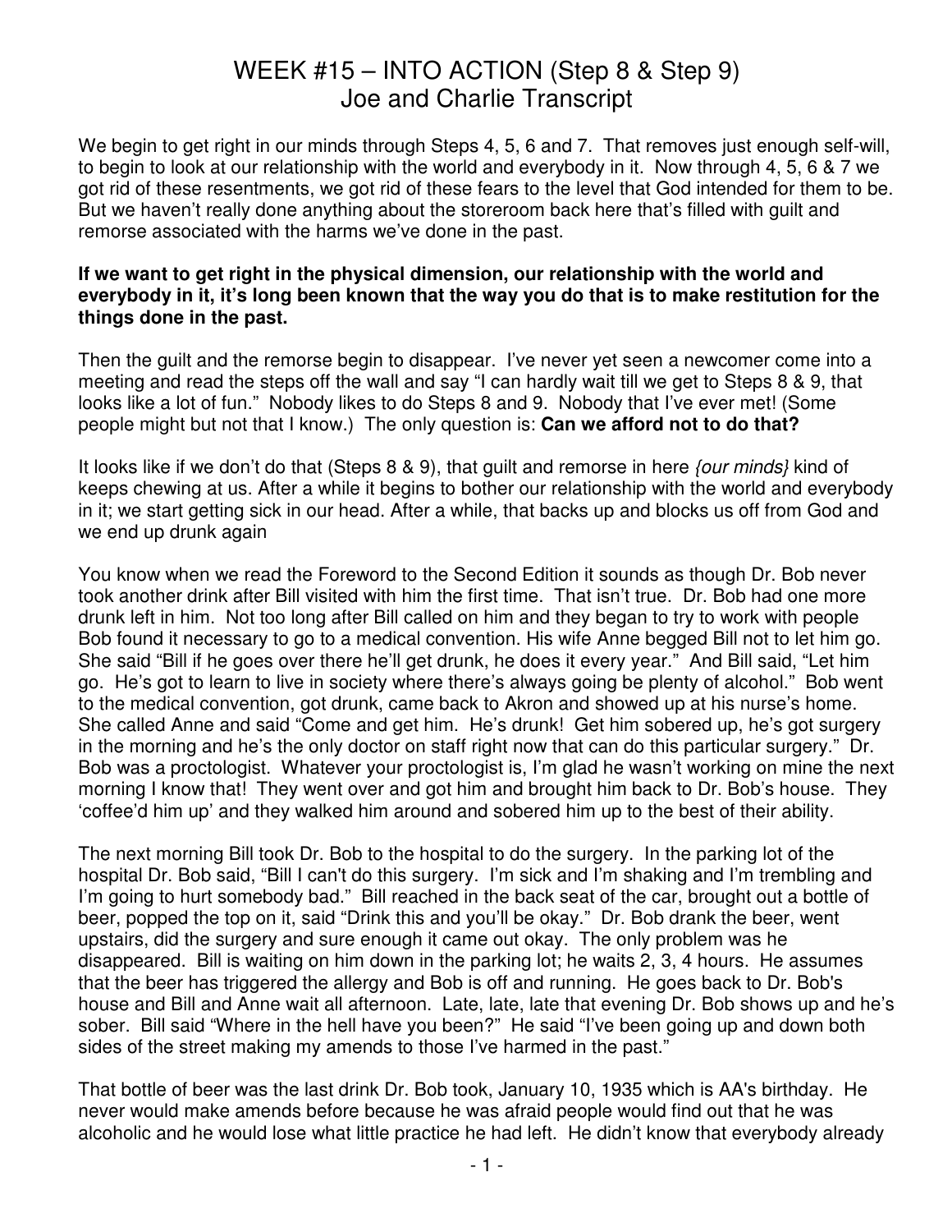# WEEK #15 – INTO ACTION (Step 8 & Step 9)
## Joe and Charlie Transcript

We begin to get right in our minds through Steps 4, 5, 6 and 7. That removes just enough self-will, to begin to look at our relationship with the world and everybody in it. Now through 4, 5, 6 & 7 we got rid of these resentments, we got rid of these fears to the level that God intended for them to be. But we haven't really done anything about the storeroom back here that's filled with guilt and remorse associated with the harms we've done in the past.

**If we want to get right in the physical dimension, our relationship with the world and everybody in it, it's long been known that the way you do that is to make restitution for the things done in the past.**

Then the guilt and the remorse begin to disappear. I've never yet seen a newcomer come into a meeting and read the steps off the wall and say "I can hardly wait till we get to Steps 8 & 9, that looks like a lot of fun." Nobody likes to do Steps 8 and 9. Nobody that I've ever met! (Some people might but not that I know.) The only question is: **Can we afford not to do that?**

It looks like if we don't do that (Steps 8 & 9), that guilt and remorse in here *{our minds}* kind of keeps chewing at us. After a while it begins to bother our relationship with the world and everybody in it; we start getting sick in our head. After a while, that backs up and blocks us off from God and we end up drunk again

You know when we read the Foreword to the Second Edition it sounds as though Dr. Bob never took another drink after Bill visited with him the first time. That isn't true. Dr. Bob had one more drunk left in him. Not too long after Bill called on him and they began to try to work with people Bob found it necessary to go to a medical convention. His wife Anne begged Bill not to let him go. She said "Bill if he goes over there he'll get drunk, he does it every year." And Bill said, "Let him go. He's got to learn to live in society where there's always going be plenty of alcohol." Bob went to the medical convention, got drunk, came back to Akron and showed up at his nurse's home. She called Anne and said "Come and get him. He's drunk! Get him sobered up, he's got surgery in the morning and he's the only doctor on staff right now that can do this particular surgery." Dr. Bob was a proctologist. Whatever your proctologist is, I'm glad he wasn't working on mine the next morning I know that! They went over and got him and brought him back to Dr. Bob's house. They 'coffee'd him up' and they walked him around and sobered him up to the best of their ability.

The next morning Bill took Dr. Bob to the hospital to do the surgery. In the parking lot of the hospital Dr. Bob said, "Bill I can't do this surgery. I'm sick and I'm shaking and I'm trembling and I'm going to hurt somebody bad." Bill reached in the back seat of the car, brought out a bottle of beer, popped the top on it, said "Drink this and you'll be okay." Dr. Bob drank the beer, went upstairs, did the surgery and sure enough it came out okay. The only problem was he disappeared. Bill is waiting on him down in the parking lot; he waits 2, 3, 4 hours. He assumes that the beer has triggered the allergy and Bob is off and running. He goes back to Dr. Bob's house and Bill and Anne wait all afternoon. Late, late, late that evening Dr. Bob shows up and he's sober. Bill said "Where in the hell have you been?" He said "I've been going up and down both sides of the street making my amends to those I've harmed in the past."

That bottle of beer was the last drink Dr. Bob took, January 10, 1935 which is AA's birthday. He never would make amends before because he was afraid people would find out that he was alcoholic and he would lose what little practice he had left. He didn't know that everybody already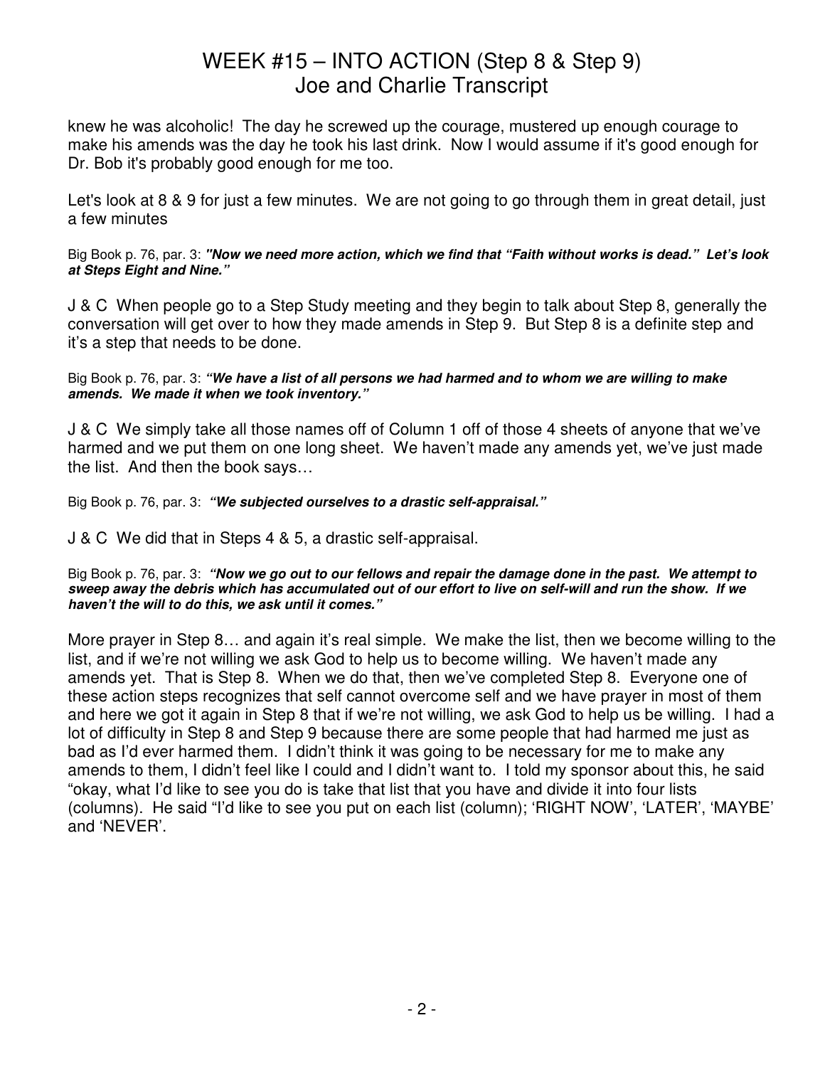knew he was alcoholic! The day he screwed up the courage, mustered up enough courage to make his amends was the day he took his last drink. Now I would assume if it's good enough for Dr. Bob it's probably good enough for me too.

Let's look at 8 & 9 for just a few minutes. We are not going to go through them in great detail, just a few minutes

Big Book p. 76, par. 3: ***"Now we need more action, which we find that "Faith without works is dead." Let's look at Steps Eight and Nine."***

J & C When people go to a Step Study meeting and they begin to talk about Step 8, generally the conversation will get over to how they made amends in Step 9. But Step 8 is a definite step and it's a step that needs to be done.

Big Book p. 76, par. 3: ***"We have a list of all persons we had harmed and to whom we are willing to make amends. We made it when we took inventory."***

J & C We simply take all those names off of Column 1 off of those 4 sheets of anyone that we've harmed and we put them on one long sheet. We haven't made any amends yet, we've just made the list. And then the book says…

Big Book p. 76, par. 3: ***"We subjected ourselves to a drastic self-appraisal."***

J & C We did that in Steps 4 & 5, a drastic self-appraisal.

Big Book p. 76, par. 3: ***"Now we go out to our fellows and repair the damage done in the past. We attempt to sweep away the debris which has accumulated out of our effort to live on self-will and run the show. If we haven't the will to do this, we ask until it comes."***

More prayer in Step 8… and again it's real simple. We make the list, then we become willing to the list, and if we're not willing we ask God to help us to become willing. We haven't made any amends yet. That is Step 8. When we do that, then we've completed Step 8. Everyone one of these action steps recognizes that self cannot overcome self and we have prayer in most of them and here we got it again in Step 8 that if we're not willing, we ask God to help us be willing. I had a lot of difficulty in Step 8 and Step 9 because there are some people that had harmed me just as bad as I'd ever harmed them. I didn't think it was going to be necessary for me to make any amends to them, I didn't feel like I could and I didn't want to. I told my sponsor about this, he said "okay, what I'd like to see you do is take that list that you have and divide it into four lists (columns). He said "I'd like to see you put on each list (column); 'RIGHT NOW', 'LATER', 'MAYBE' and 'NEVER'.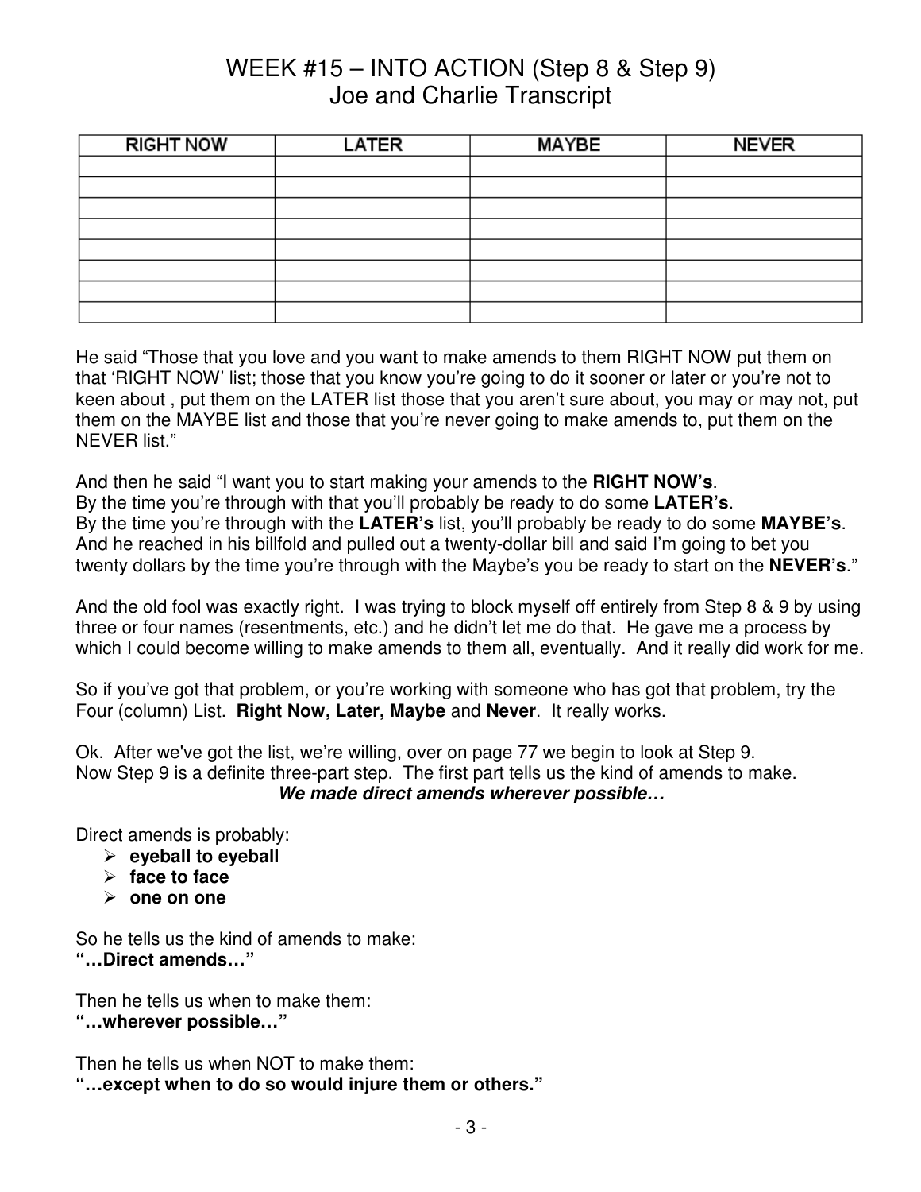# WEEK #15 – INTO ACTION (Step 8 & Step 9)
## Joe and Charlie Transcript

| RIGHT NOW | LATER | MAYBE | NEVER |
|---|---|---|---|
| | | | |
| | | | |
| | | | |
| | | | |
| | | | |
| | | | |
| | | | |
| | | | |

He said "Those that you love and you want to make amends to them RIGHT NOW put them on that 'RIGHT NOW' list; those that you know you're going to do it sooner or later or you're not to keen about , put them on the LATER list those that you aren't sure about, you may or may not, put them on the MAYBE list and those that you're never going to make amends to, put them on the NEVER list."

And then he said "I want you to start making your amends to the **RIGHT NOW's**.
By the time you're through with that you'll probably be ready to do some **LATER's**.
By the time you're through with the **LATER's** list, you'll probably be ready to do some **MAYBE's**.
And he reached in his billfold and pulled out a twenty-dollar bill and said I'm going to bet you twenty dollars by the time you're through with the Maybe's you be ready to start on the **NEVER's**."

And the old fool was exactly right. I was trying to block myself off entirely from Step 8 & 9 by using three or four names (resentments, etc.) and he didn't let me do that. He gave me a process by which I could become willing to make amends to them all, eventually. And it really did work for me.

So if you've got that problem, or you're working with someone who has got that problem, try the Four (column) List. **Right Now, Later, Maybe** and **Never**. It really works.

Ok. After we've got the list, we're willing, over on page 77 we begin to look at Step 9.
Now Step 9 is a definite three-part step. The first part tells us the kind of amends to make.

***We made direct amends wherever possible…***

Direct amends is probably:

- **eyeball to eyeball**
- **face to face**
- **one on one**

So he tells us the kind of amends to make:
**"…Direct amends…"**

Then he tells us when to make them:
**"…wherever possible…"**

Then he tells us when NOT to make them:
**"…except when to do so would injure them or others."**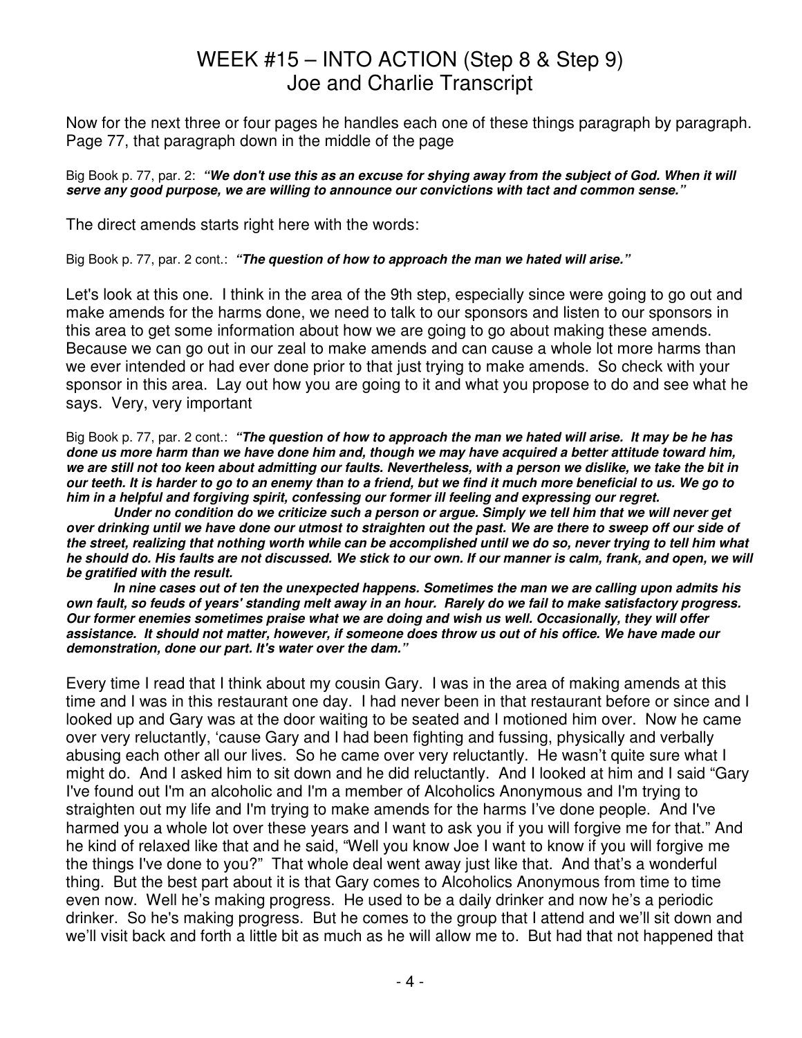# WEEK #15 – INTO ACTION (Step 8 & Step 9)
## Joe and Charlie Transcript

Now for the next three or four pages he handles each one of these things paragraph by paragraph. Page 77, that paragraph down in the middle of the page

Big Book p. 77, par. 2: ***"We don't use this as an excuse for shying away from the subject of God. When it will serve any good purpose, we are willing to announce our convictions with tact and common sense."***

The direct amends starts right here with the words:

Big Book p. 77, par. 2 cont.: ***"The question of how to approach the man we hated will arise."***

Let's look at this one. I think in the area of the 9th step, especially since were going to go out and make amends for the harms done, we need to talk to our sponsors and listen to our sponsors in this area to get some information about how we are going to go about making these amends. Because we can go out in our zeal to make amends and can cause a whole lot more harms than we ever intended or had ever done prior to that just trying to make amends. So check with your sponsor in this area. Lay out how you are going to it and what you propose to do and see what he says. Very, very important

Big Book p. 77, par. 2 cont.: ***"The question of how to approach the man we hated will arise. It may be he has done us more harm than we have done him and, though we may have acquired a better attitude toward him, we are still not too keen about admitting our faults. Nevertheless, with a person we dislike, we take the bit in our teeth. It is harder to go to an enemy than to a friend, but we find it much more beneficial to us. We go to him in a helpful and forgiving spirit, confessing our former ill feeling and expressing our regret.***

***Under no condition do we criticize such a person or argue. Simply we tell him that we will never get over drinking until we have done our utmost to straighten out the past. We are there to sweep off our side of the street, realizing that nothing worth while can be accomplished until we do so, never trying to tell him what he should do. His faults are not discussed. We stick to our own. If our manner is calm, frank, and open, we will be gratified with the result.***

***In nine cases out of ten the unexpected happens. Sometimes the man we are calling upon admits his own fault, so feuds of years' standing melt away in an hour. Rarely do we fail to make satisfactory progress. Our former enemies sometimes praise what we are doing and wish us well. Occasionally, they will offer assistance. It should not matter, however, if someone does throw us out of his office. We have made our demonstration, done our part. It's water over the dam."***

Every time I read that I think about my cousin Gary. I was in the area of making amends at this time and I was in this restaurant one day. I had never been in that restaurant before or since and I looked up and Gary was at the door waiting to be seated and I motioned him over. Now he came over very reluctantly, 'cause Gary and I had been fighting and fussing, physically and verbally abusing each other all our lives. So he came over very reluctantly. He wasn't quite sure what I might do. And I asked him to sit down and he did reluctantly. And I looked at him and I said "Gary I've found out I'm an alcoholic and I'm a member of Alcoholics Anonymous and I'm trying to straighten out my life and I'm trying to make amends for the harms I've done people. And I've harmed you a whole lot over these years and I want to ask you if you will forgive me for that." And he kind of relaxed like that and he said, "Well you know Joe I want to know if you will forgive me the things I've done to you?" That whole deal went away just like that. And that's a wonderful thing. But the best part about it is that Gary comes to Alcoholics Anonymous from time to time even now. Well he's making progress. He used to be a daily drinker and now he's a periodic drinker. So he's making progress. But he comes to the group that I attend and we'll sit down and we'll visit back and forth a little bit as much as he will allow me to. But had that not happened that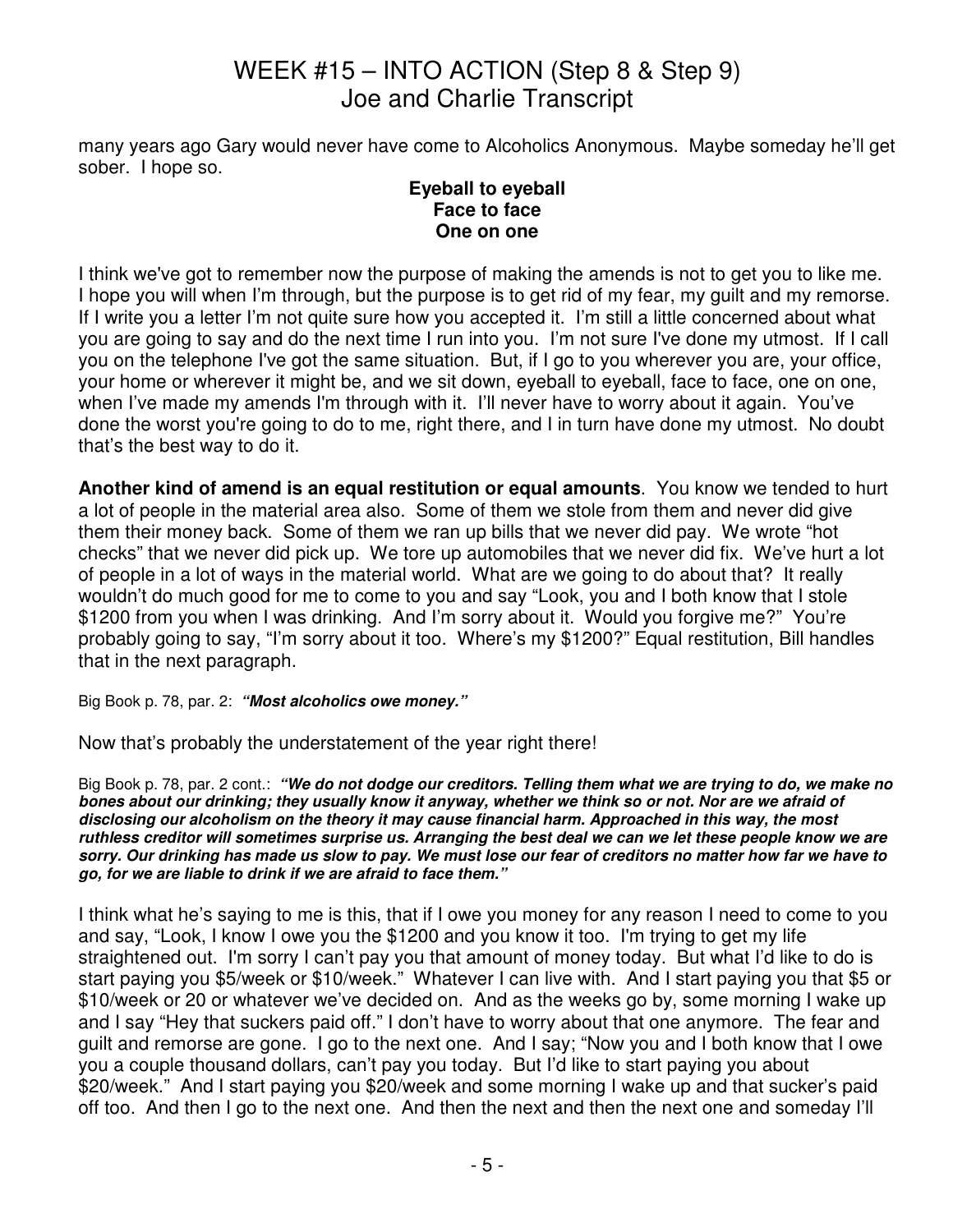many years ago Gary would never have come to Alcoholics Anonymous. Maybe someday he'll get sober. I hope so.

**Eyeball to eyeball**
**Face to face**
**One on one**

I think we've got to remember now the purpose of making the amends is not to get you to like me. I hope you will when I'm through, but the purpose is to get rid of my fear, my guilt and my remorse. If I write you a letter I'm not quite sure how you accepted it. I'm still a little concerned about what you are going to say and do the next time I run into you. I'm not sure I've done my utmost. If I call you on the telephone I've got the same situation. But, if I go to you wherever you are, your office, your home or wherever it might be, and we sit down, eyeball to eyeball, face to face, one on one, when I've made my amends I'm through with it. I'll never have to worry about it again. You've done the worst you're going to do to me, right there, and I in turn have done my utmost. No doubt that's the best way to do it.

**Another kind of amend is an equal restitution or equal amounts**. You know we tended to hurt a lot of people in the material area also. Some of them we stole from them and never did give them their money back. Some of them we ran up bills that we never did pay. We wrote "hot checks" that we never did pick up. We tore up automobiles that we never did fix. We've hurt a lot of people in a lot of ways in the material world. What are we going to do about that? It really wouldn't do much good for me to come to you and say "Look, you and I both know that I stole $1200 from you when I was drinking. And I'm sorry about it. Would you forgive me?" You're probably going to say, "I'm sorry about it too. Where's my $1200?" Equal restitution, Bill handles that in the next paragraph.

Big Book p. 78, par. 2: ***"Most alcoholics owe money."***

Now that's probably the understatement of the year right there!

Big Book p. 78, par. 2 cont.: ***"We do not dodge our creditors. Telling them what we are trying to do, we make no bones about our drinking; they usually know it anyway, whether we think so or not. Nor are we afraid of disclosing our alcoholism on the theory it may cause financial harm. Approached in this way, the most ruthless creditor will sometimes surprise us. Arranging the best deal we can we let these people know we are sorry. Our drinking has made us slow to pay. We must lose our fear of creditors no matter how far we have to go, for we are liable to drink if we are afraid to face them."***

I think what he's saying to me is this, that if I owe you money for any reason I need to come to you and say, "Look, I know I owe you the $1200 and you know it too. I'm trying to get my life straightened out. I'm sorry I can't pay you that amount of money today. But what I'd like to do is start paying you $5/week or $10/week." Whatever I can live with. And I start paying you that $5 or $10/week or 20 or whatever we've decided on. And as the weeks go by, some morning I wake up and I say "Hey that suckers paid off." I don't have to worry about that one anymore. The fear and guilt and remorse are gone. I go to the next one. And I say; "Now you and I both know that I owe you a couple thousand dollars, can't pay you today. But I'd like to start paying you about $20/week." And I start paying you $20/week and some morning I wake up and that sucker's paid off too. And then I go to the next one. And then the next and then the next one and someday I'll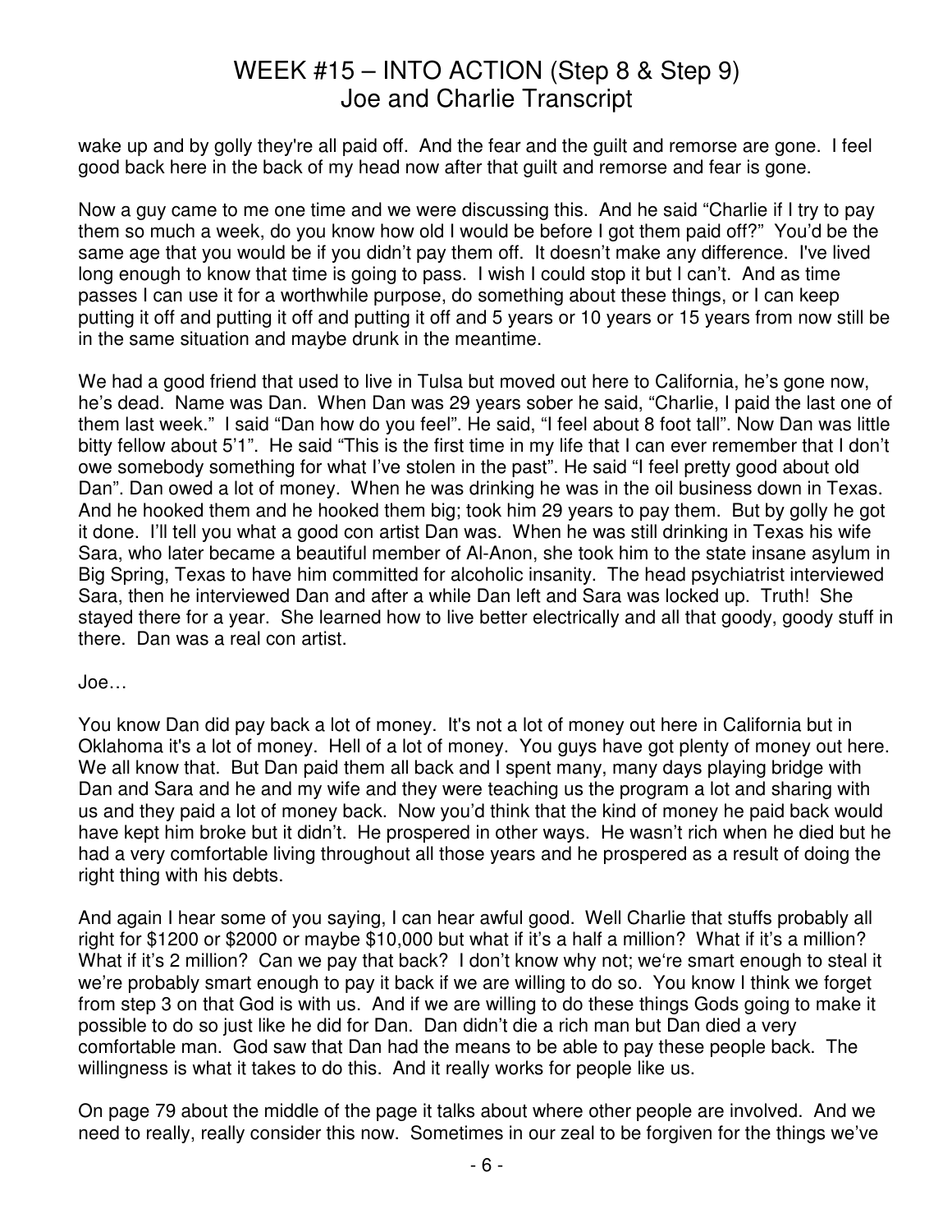wake up and by golly they're all paid off. And the fear and the guilt and remorse are gone. I feel good back here in the back of my head now after that guilt and remorse and fear is gone.

Now a guy came to me one time and we were discussing this. And he said "Charlie if I try to pay them so much a week, do you know how old I would be before I got them paid off?" You'd be the same age that you would be if you didn't pay them off. It doesn't make any difference. I've lived long enough to know that time is going to pass. I wish I could stop it but I can't. And as time passes I can use it for a worthwhile purpose, do something about these things, or I can keep putting it off and putting it off and putting it off and 5 years or 10 years or 15 years from now still be in the same situation and maybe drunk in the meantime.

We had a good friend that used to live in Tulsa but moved out here to California, he's gone now, he's dead. Name was Dan. When Dan was 29 years sober he said, "Charlie, I paid the last one of them last week." I said "Dan how do you feel". He said, "I feel about 8 foot tall". Now Dan was little bitty fellow about 5'1". He said "This is the first time in my life that I can ever remember that I don't owe somebody something for what I've stolen in the past". He said "I feel pretty good about old Dan". Dan owed a lot of money. When he was drinking he was in the oil business down in Texas. And he hooked them and he hooked them big; took him 29 years to pay them. But by golly he got it done. I'll tell you what a good con artist Dan was. When he was still drinking in Texas his wife Sara, who later became a beautiful member of Al-Anon, she took him to the state insane asylum in Big Spring, Texas to have him committed for alcoholic insanity. The head psychiatrist interviewed Sara, then he interviewed Dan and after a while Dan left and Sara was locked up. Truth! She stayed there for a year. She learned how to live better electrically and all that goody, goody stuff in there. Dan was a real con artist.

Joe…

You know Dan did pay back a lot of money. It's not a lot of money out here in California but in Oklahoma it's a lot of money. Hell of a lot of money. You guys have got plenty of money out here. We all know that. But Dan paid them all back and I spent many, many days playing bridge with Dan and Sara and he and my wife and they were teaching us the program a lot and sharing with us and they paid a lot of money back. Now you'd think that the kind of money he paid back would have kept him broke but it didn't. He prospered in other ways. He wasn't rich when he died but he had a very comfortable living throughout all those years and he prospered as a result of doing the right thing with his debts.

And again I hear some of you saying, I can hear awful good. Well Charlie that stuffs probably all right for $1200 or $2000 or maybe $10,000 but what if it's a half a million? What if it's a million? What if it's 2 million? Can we pay that back? I don't know why not; we're smart enough to steal it we're probably smart enough to pay it back if we are willing to do so. You know I think we forget from step 3 on that God is with us. And if we are willing to do these things Gods going to make it possible to do so just like he did for Dan. Dan didn't die a rich man but Dan died a very comfortable man. God saw that Dan had the means to be able to pay these people back. The willingness is what it takes to do this. And it really works for people like us.

On page 79 about the middle of the page it talks about where other people are involved. And we need to really, really consider this now. Sometimes in our zeal to be forgiven for the things we've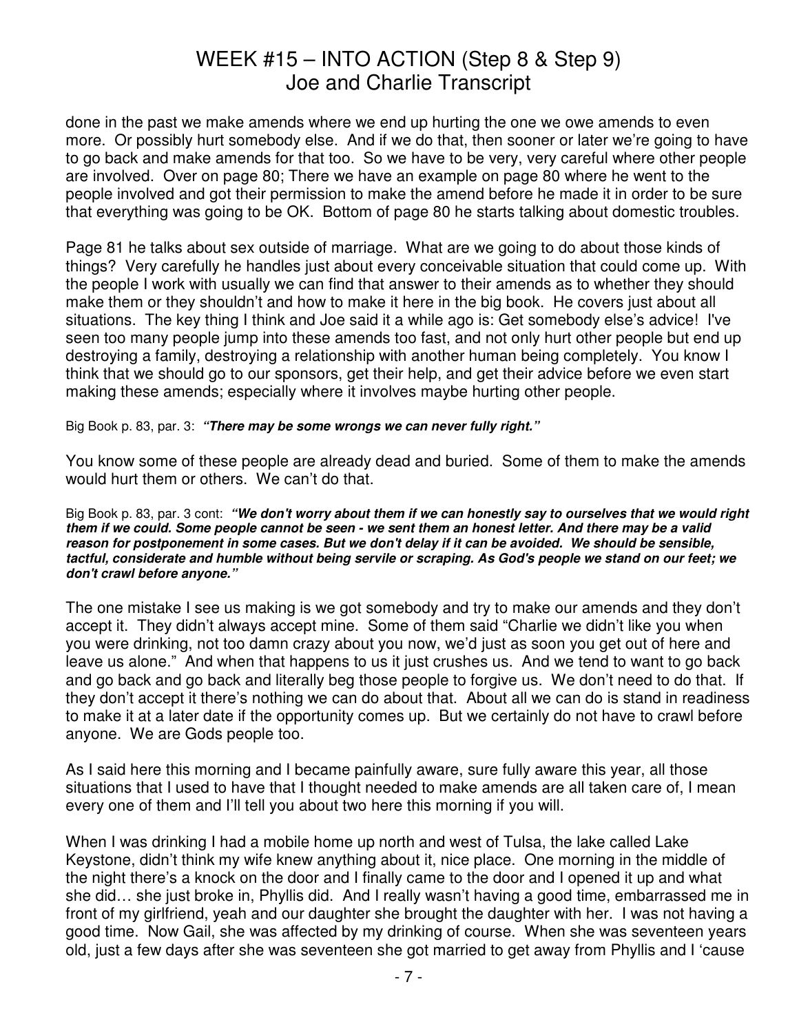done in the past we make amends where we end up hurting the one we owe amends to even more. Or possibly hurt somebody else. And if we do that, then sooner or later we're going to have to go back and make amends for that too. So we have to be very, very careful where other people are involved. Over on page 80; There we have an example on page 80 where he went to the people involved and got their permission to make the amend before he made it in order to be sure that everything was going to be OK. Bottom of page 80 he starts talking about domestic troubles.

Page 81 he talks about sex outside of marriage. What are we going to do about those kinds of things? Very carefully he handles just about every conceivable situation that could come up. With the people I work with usually we can find that answer to their amends as to whether they should make them or they shouldn't and how to make it here in the big book. He covers just about all situations. The key thing I think and Joe said it a while ago is: Get somebody else's advice! I've seen too many people jump into these amends too fast, and not only hurt other people but end up destroying a family, destroying a relationship with another human being completely. You know I think that we should go to our sponsors, get their help, and get their advice before we even start making these amends; especially where it involves maybe hurting other people.

Big Book p. 83, par. 3: ***"There may be some wrongs we can never fully right."***

You know some of these people are already dead and buried. Some of them to make the amends would hurt them or others. We can't do that.

Big Book p. 83, par. 3 cont: ***"We don't worry about them if we can honestly say to ourselves that we would right them if we could. Some people cannot be seen - we sent them an honest letter. And there may be a valid reason for postponement in some cases. But we don't delay if it can be avoided. We should be sensible, tactful, considerate and humble without being servile or scraping. As God's people we stand on our feet; we don't crawl before anyone."***

The one mistake I see us making is we got somebody and try to make our amends and they don't accept it. They didn't always accept mine. Some of them said "Charlie we didn't like you when you were drinking, not too damn crazy about you now, we'd just as soon you get out of here and leave us alone." And when that happens to us it just crushes us. And we tend to want to go back and go back and go back and literally beg those people to forgive us. We don't need to do that. If they don't accept it there's nothing we can do about that. About all we can do is stand in readiness to make it at a later date if the opportunity comes up. But we certainly do not have to crawl before anyone. We are Gods people too.

As I said here this morning and I became painfully aware, sure fully aware this year, all those situations that I used to have that I thought needed to make amends are all taken care of, I mean every one of them and I'll tell you about two here this morning if you will.

When I was drinking I had a mobile home up north and west of Tulsa, the lake called Lake Keystone, didn't think my wife knew anything about it, nice place. One morning in the middle of the night there's a knock on the door and I finally came to the door and I opened it up and what she did… she just broke in, Phyllis did. And I really wasn't having a good time, embarrassed me in front of my girlfriend, yeah and our daughter she brought the daughter with her. I was not having a good time. Now Gail, she was affected by my drinking of course. When she was seventeen years old, just a few days after she was seventeen she got married to get away from Phyllis and I 'cause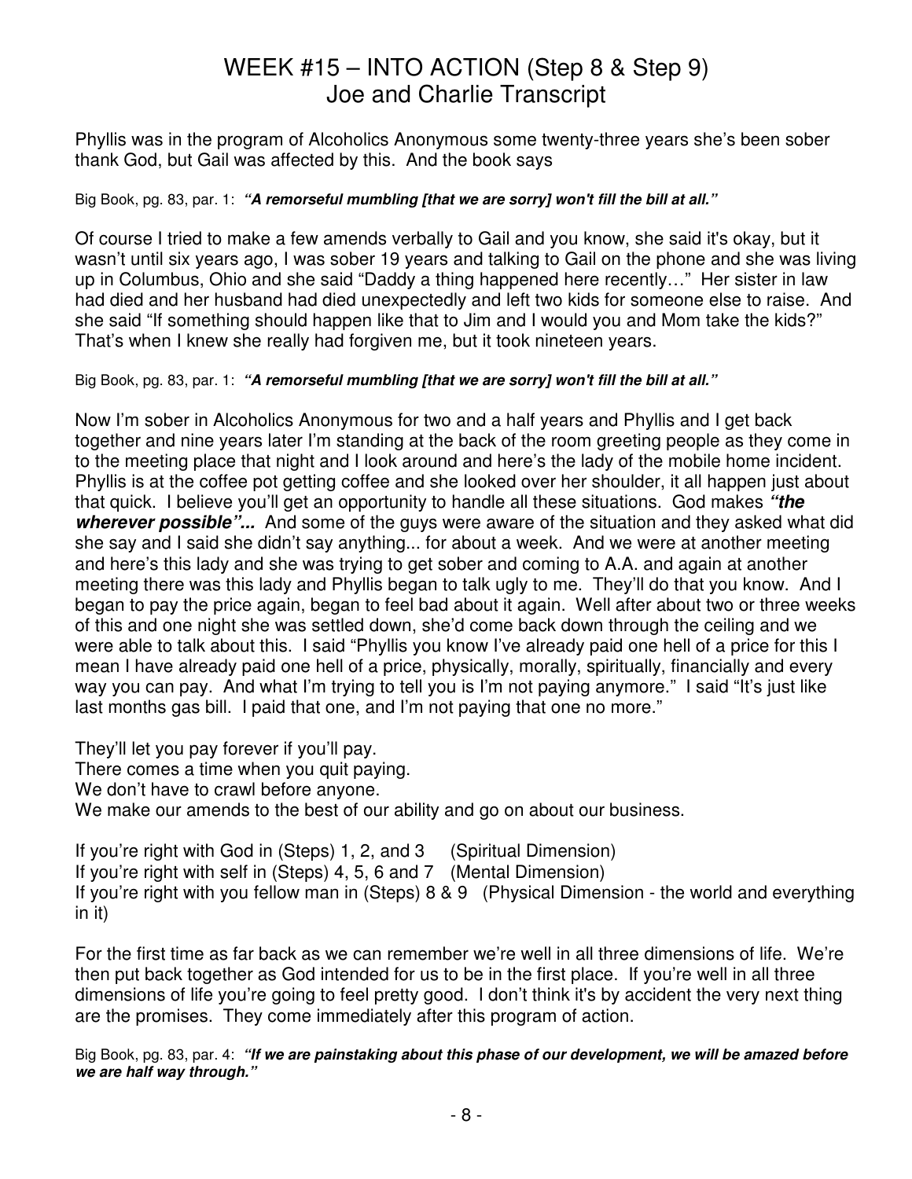# WEEK #15 – INTO ACTION (Step 8 & Step 9)
# Joe and Charlie Transcript

Phyllis was in the program of Alcoholics Anonymous some twenty-three years she's been sober thank God, but Gail was affected by this. And the book says

Big Book, pg. 83, par. 1: ***"A remorseful mumbling [that we are sorry] won't fill the bill at all."***

Of course I tried to make a few amends verbally to Gail and you know, she said it's okay, but it wasn't until six years ago, I was sober 19 years and talking to Gail on the phone and she was living up in Columbus, Ohio and she said "Daddy a thing happened here recently…" Her sister in law had died and her husband had died unexpectedly and left two kids for someone else to raise. And she said "If something should happen like that to Jim and I would you and Mom take the kids?" That's when I knew she really had forgiven me, but it took nineteen years.

Big Book, pg. 83, par. 1: ***"A remorseful mumbling [that we are sorry] won't fill the bill at all."***

Now I'm sober in Alcoholics Anonymous for two and a half years and Phyllis and I get back together and nine years later I'm standing at the back of the room greeting people as they come in to the meeting place that night and I look around and here's the lady of the mobile home incident. Phyllis is at the coffee pot getting coffee and she looked over her shoulder, it all happen just about that quick. I believe you'll get an opportunity to handle all these situations. God makes ***"the wherever possible"...*** And some of the guys were aware of the situation and they asked what did she say and I said she didn't say anything... for about a week. And we were at another meeting and here's this lady and she was trying to get sober and coming to A.A. and again at another meeting there was this lady and Phyllis began to talk ugly to me. They'll do that you know. And I began to pay the price again, began to feel bad about it again. Well after about two or three weeks of this and one night she was settled down, she'd come back down through the ceiling and we were able to talk about this. I said "Phyllis you know I've already paid one hell of a price for this I mean I have already paid one hell of a price, physically, morally, spiritually, financially and every way you can pay. And what I'm trying to tell you is I'm not paying anymore." I said "It's just like last months gas bill. I paid that one, and I'm not paying that one no more."

They'll let you pay forever if you'll pay.
There comes a time when you quit paying.
We don't have to crawl before anyone.
We make our amends to the best of our ability and go on about our business.

If you're right with God in (Steps) 1, 2, and 3 (Spiritual Dimension)
If you're right with self in (Steps) 4, 5, 6 and 7 (Mental Dimension)
If you're right with you fellow man in (Steps) 8 & 9 (Physical Dimension - the world and everything in it)

For the first time as far back as we can remember we're well in all three dimensions of life. We're then put back together as God intended for us to be in the first place. If you're well in all three dimensions of life you're going to feel pretty good. I don't think it's by accident the very next thing are the promises. They come immediately after this program of action.

Big Book, pg. 83, par. 4: ***"If we are painstaking about this phase of our development, we will be amazed before we are half way through."***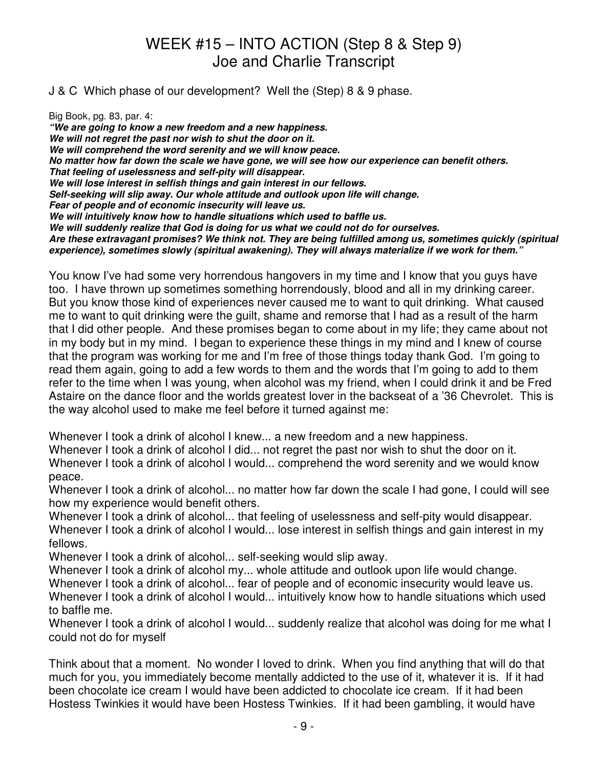# WEEK #15 – INTO ACTION (Step 8 & Step 9)
## Joe and Charlie Transcript

J & C Which phase of our development? Well the (Step) 8 & 9 phase.

Big Book, pg. 83, par. 4:

***"We are going to know a new freedom and a new happiness.***
***We will not regret the past nor wish to shut the door on it.***
***We will comprehend the word serenity and we will know peace.***
***No matter how far down the scale we have gone, we will see how our experience can benefit others.***
***That feeling of uselessness and self-pity will disappear.***
***We will lose interest in selfish things and gain interest in our fellows.***
***Self-seeking will slip away. Our whole attitude and outlook upon life will change.***
***Fear of people and of economic insecurity will leave us.***
***We will intuitively know how to handle situations which used to baffle us.***
***We will suddenly realize that God is doing for us what we could not do for ourselves.***
***Are these extravagant promises? We think not. They are being fulfilled among us, sometimes quickly (spiritual experience), sometimes slowly (spiritual awakening). They will always materialize if we work for them."***

You know I've had some very horrendous hangovers in my time and I know that you guys have too. I have thrown up sometimes something horrendously, blood and all in my drinking career. But you know those kind of experiences never caused me to want to quit drinking. What caused me to want to quit drinking were the guilt, shame and remorse that I had as a result of the harm that I did other people. And these promises began to come about in my life; they came about not in my body but in my mind. I began to experience these things in my mind and I knew of course that the program was working for me and I'm free of those things today thank God. I'm going to read them again, going to add a few words to them and the words that I'm going to add to them refer to the time when I was young, when alcohol was my friend, when I could drink it and be Fred Astaire on the dance floor and the worlds greatest lover in the backseat of a '36 Chevrolet. This is the way alcohol used to make me feel before it turned against me:

Whenever I took a drink of alcohol I knew... a new freedom and a new happiness.
Whenever I took a drink of alcohol I did... not regret the past nor wish to shut the door on it.
Whenever I took a drink of alcohol I would... comprehend the word serenity and we would know peace.
Whenever I took a drink of alcohol... no matter how far down the scale I had gone, I could will see how my experience would benefit others.
Whenever I took a drink of alcohol... that feeling of uselessness and self-pity would disappear.
Whenever I took a drink of alcohol I would... lose interest in selfish things and gain interest in my fellows.
Whenever I took a drink of alcohol... self-seeking would slip away.
Whenever I took a drink of alcohol my... whole attitude and outlook upon life would change.
Whenever I took a drink of alcohol... fear of people and of economic insecurity would leave us.
Whenever I took a drink of alcohol I would... intuitively know how to handle situations which used to baffle me.
Whenever I took a drink of alcohol I would... suddenly realize that alcohol was doing for me what I could not do for myself

Think about that a moment. No wonder I loved to drink. When you find anything that will do that much for you, you immediately become mentally addicted to the use of it, whatever it is. If it had been chocolate ice cream I would have been addicted to chocolate ice cream. If it had been Hostess Twinkies it would have been Hostess Twinkies. If it had been gambling, it would have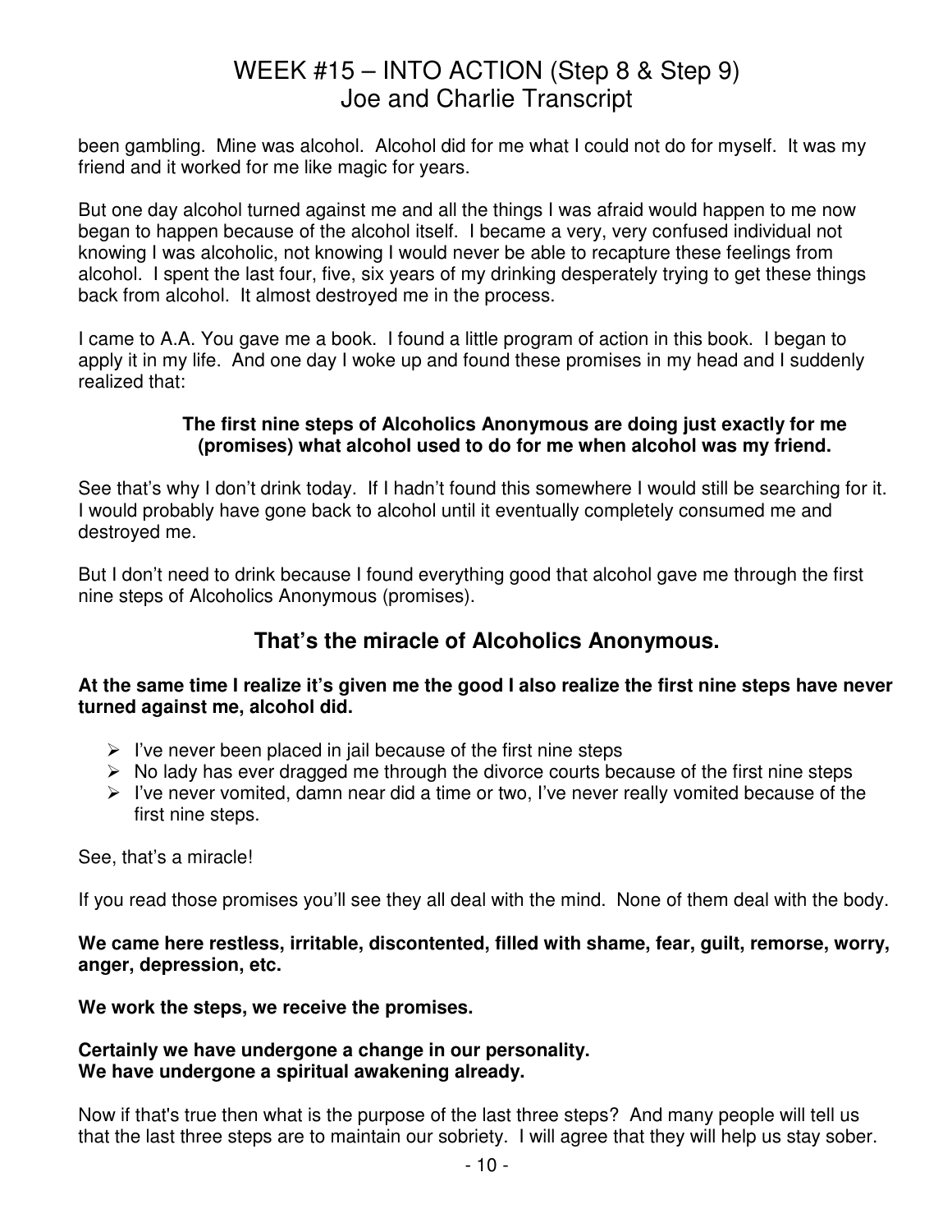been gambling. Mine was alcohol. Alcohol did for me what I could not do for myself. It was my friend and it worked for me like magic for years.

But one day alcohol turned against me and all the things I was afraid would happen to me now began to happen because of the alcohol itself. I became a very, very confused individual not knowing I was alcoholic, not knowing I would never be able to recapture these feelings from alcohol. I spent the last four, five, six years of my drinking desperately trying to get these things back from alcohol. It almost destroyed me in the process.

I came to A.A. You gave me a book. I found a little program of action in this book. I began to apply it in my life. And one day I woke up and found these promises in my head and I suddenly realized that:

> **The first nine steps of Alcoholics Anonymous are doing just exactly for me (promises) what alcohol used to do for me when alcohol was my friend.**

See that's why I don't drink today. If I hadn't found this somewhere I would still be searching for it. I would probably have gone back to alcohol until it eventually completely consumed me and destroyed me.

But I don't need to drink because I found everything good that alcohol gave me through the first nine steps of Alcoholics Anonymous (promises).

## That's the miracle of Alcoholics Anonymous.

**At the same time I realize it's given me the good I also realize the first nine steps have never turned against me, alcohol did.**

- I've never been placed in jail because of the first nine steps
- No lady has ever dragged me through the divorce courts because of the first nine steps
- I've never vomited, damn near did a time or two, I've never really vomited because of the first nine steps.

See, that's a miracle!

If you read those promises you'll see they all deal with the mind. None of them deal with the body.

**We came here restless, irritable, discontented, filled with shame, fear, guilt, remorse, worry, anger, depression, etc.**

**We work the steps, we receive the promises.**

**Certainly we have undergone a change in our personality.**
**We have undergone a spiritual awakening already.**

Now if that's true then what is the purpose of the last three steps? And many people will tell us that the last three steps are to maintain our sobriety. I will agree that they will help us stay sober.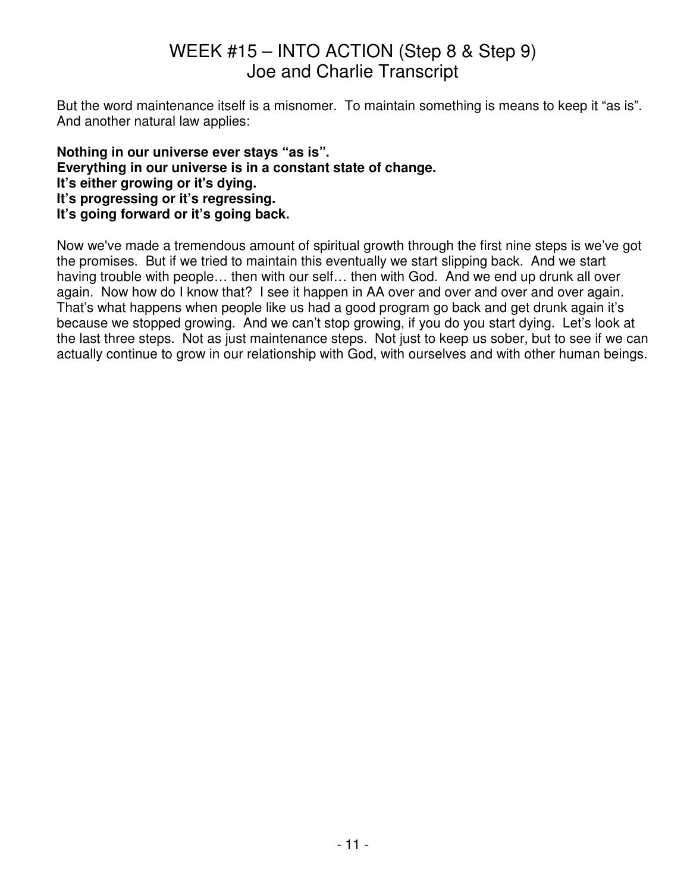But the word maintenance itself is a misnomer. To maintain something is means to keep it "as is". And another natural law applies:

**Nothing in our universe ever stays "as is".**
**Everything in our universe is in a constant state of change.**
**It's either growing or it's dying.**
**It's progressing or it's regressing.**
**It's going forward or it's going back.**

Now we've made a tremendous amount of spiritual growth through the first nine steps is we've got the promises. But if we tried to maintain this eventually we start slipping back. And we start having trouble with people… then with our self… then with God. And we end up drunk all over again. Now how do I know that? I see it happen in AA over and over and over and over again. That's what happens when people like us had a good program go back and get drunk again it's because we stopped growing. And we can't stop growing, if you do you start dying. Let's look at the last three steps. Not as just maintenance steps. Not just to keep us sober, but to see if we can actually continue to grow in our relationship with God, with ourselves and with other human beings.